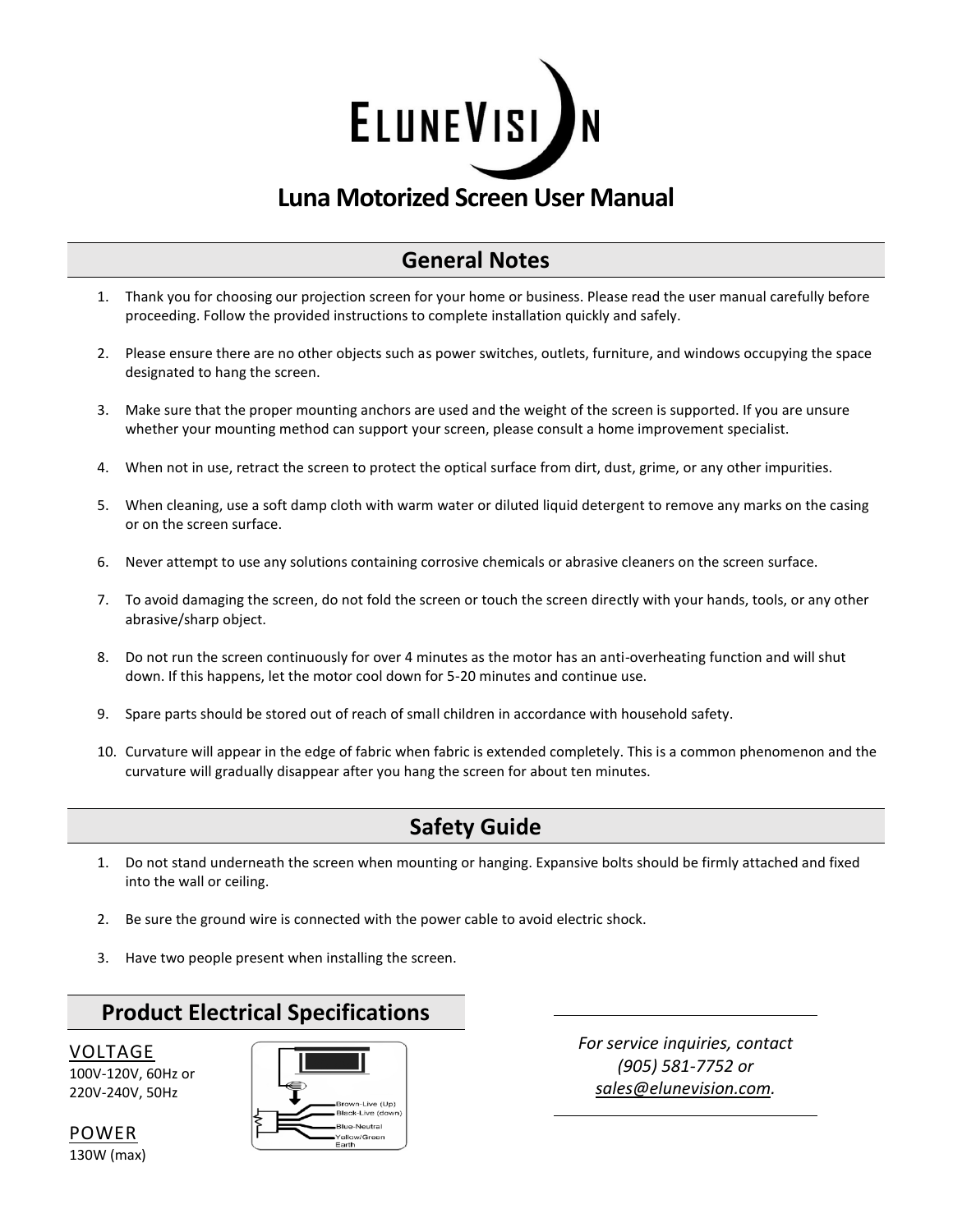# ELUNEVISION

## Luna Motorized Screen User Manual

## General Notes

1. Thank you for choosing our projection screen for your home or business. Please read the user manual carefully before proceeding. Follow the provided instructions to complete installation quickly and safely.

2. Please ensure there are no other objects such as power switches, outlets, furniture, and windows occupying the space designated to hang the screen.

3. Make sure that the proper mounting anchors are used and the weight of the screen is supported. If you are unsure whether your mounting method can support your screen, please consult a home improvement specialist.

4. When not in use, retract the screen to protect the optical surface from dirt, dust, grime, or any other impurities.

5. When cleaning, use a soft damp cloth with warm water or diluted liquid detergent to remove any marks on the casing or on the screen surface.

6. Never attempt to use any solutions containing corrosive chemicals or abrasive cleaners on the screen surface.

7. To avoid damaging the screen, do not fold the screen or touch the screen directly with your hands, tools, or any other abrasive/sharp object.

8. Do not run the screen continuously for over 4 minutes as the motor has an anti-overheating function and will shut down. If this happens, let the motor cool down for 5-20 minutes and continue use.

9. Spare parts should be stored out of reach of small children in accordance with household safety.

10. Curvature will appear in the edge of fabric when fabric is extended completely. This is a common phenomenon and the curvature will gradually disappear after you hang the screen for about ten minutes.

## Safety Guide

1. Do not stand underneath the screen when mounting or hanging. Expansive bolts should be firmly attached and fixed into the wall or ceiling.

2. Be sure the ground wire is connected with the power cable to avoid electric shock.

3. Have two people present when installing the screen.

## Product Electrical Specifications

VOLTAGE
100V-120V, 60Hz or
220V-240V, 50Hz

POWER
130W (max)

Brown-Live (Up)
Black-Live (down)
Blue-Neutral
Yellow/Green Earth

*For service inquiries, contact (905) 581-7752 or sales@elunevision.com.*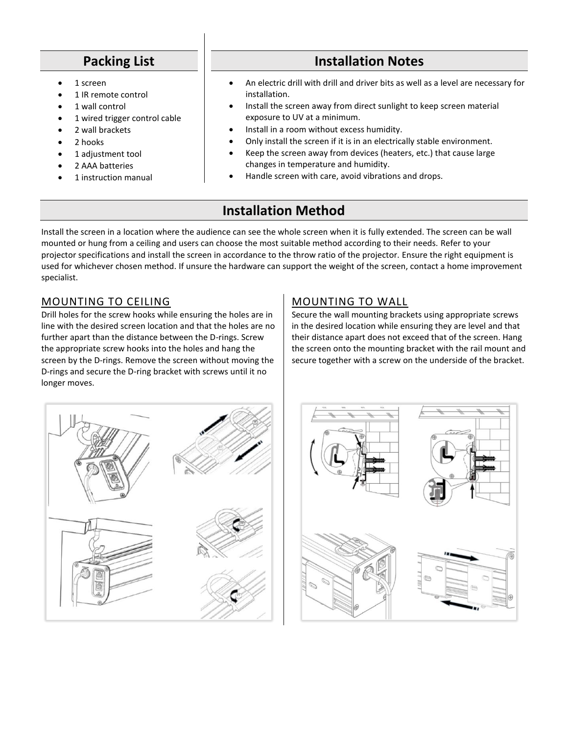## Packing List

- 1 screen
- 1 IR remote control
- 1 wall control
- 1 wired trigger control cable
- 2 wall brackets
- 2 hooks
- 1 adjustment tool
- 2 AAA batteries
- 1 instruction manual

## Installation Notes

- An electric drill with drill and driver bits as well as a level are necessary for installation.
- Install the screen away from direct sunlight to keep screen material exposure to UV at a minimum.
- Install in a room without excess humidity.
- Only install the screen if it is in an electrically stable environment.
- Keep the screen away from devices (heaters, etc.) that cause large changes in temperature and humidity.
- Handle screen with care, avoid vibrations and drops.

## Installation Method

Install the screen in a location where the audience can see the whole screen when it is fully extended. The screen can be wall mounted or hung from a ceiling and users can choose the most suitable method according to their needs. Refer to your projector specifications and install the screen in accordance to the throw ratio of the projector. Ensure the right equipment is used for whichever chosen method. If unsure the hardware can support the weight of the screen, contact a home improvement specialist.

### MOUNTING TO CEILING

Drill holes for the screw hooks while ensuring the holes are in line with the desired screen location and that the holes are no further apart than the distance between the D-rings. Screw the appropriate screw hooks into the holes and hang the screen by the D-rings. Remove the screen without moving the D-rings and secure the D-ring bracket with screws until it no longer moves.

### MOUNTING TO WALL

Secure the wall mounting brackets using appropriate screws in the desired location while ensuring they are level and that their distance apart does not exceed that of the screen. Hang the screen onto the mounting bracket with the rail mount and secure together with a screw on the underside of the bracket.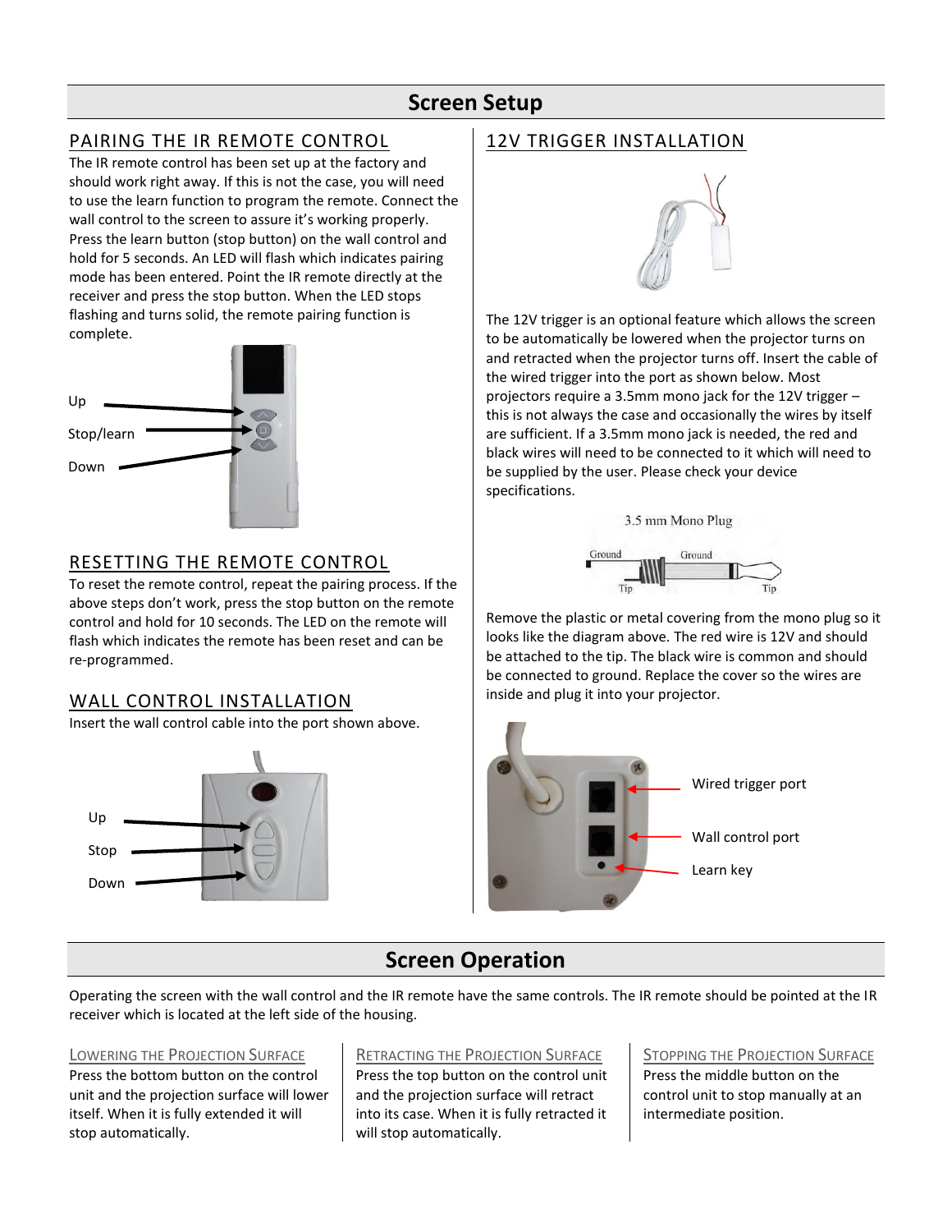# Screen Setup

## PAIRING THE IR REMOTE CONTROL

The IR remote control has been set up at the factory and should work right away. If this is not the case, you will need to use the learn function to program the remote. Connect the wall control to the screen to assure it's working properly. Press the learn button (stop button) on the wall control and hold for 5 seconds. An LED will flash which indicates pairing mode has been entered. Point the IR remote directly at the receiver and press the stop button. When the LED stops flashing and turns solid, the remote pairing function is complete.

Up

Stop/learn

Down

## RESETTING THE REMOTE CONTROL

To reset the remote control, repeat the pairing process. If the above steps don't work, press the stop button on the remote control and hold for 10 seconds. The LED on the remote will flash which indicates the remote has been reset and can be re-programmed.

## WALL CONTROL INSTALLATION

Insert the wall control cable into the port shown above.

Up

Stop

Down

## 12V TRIGGER INSTALLATION

The 12V trigger is an optional feature which allows the screen to be automatically be lowered when the projector turns on and retracted when the projector turns off. Insert the cable of the wired trigger into the port as shown below. Most projectors require a 3.5mm mono jack for the 12V trigger – this is not always the case and occasionally the wires by itself are sufficient. If a 3.5mm mono jack is needed, the red and black wires will need to be connected to it which will need to be supplied by the user. Please check your device specifications.

3.5 mm Mono Plug

Ground Ground

Tip Tip

Remove the plastic or metal covering from the mono plug so it looks like the diagram above. The red wire is 12V and should be attached to the tip. The black wire is common and should be connected to ground. Replace the cover so the wires are inside and plug it into your projector.

Wired trigger port

Wall control port

Learn key

# Screen Operation

Operating the screen with the wall control and the IR remote have the same controls. The IR remote should be pointed at the IR receiver which is located at the left side of the housing.

### Lowering the Projection Surface

Press the bottom button on the control unit and the projection surface will lower itself. When it is fully extended it will stop automatically.

### Retracting the Projection Surface

Press the top button on the control unit and the projection surface will retract into its case. When it is fully retracted it will stop automatically.

### Stopping the Projection Surface

Press the middle button on the control unit to stop manually at an intermediate position.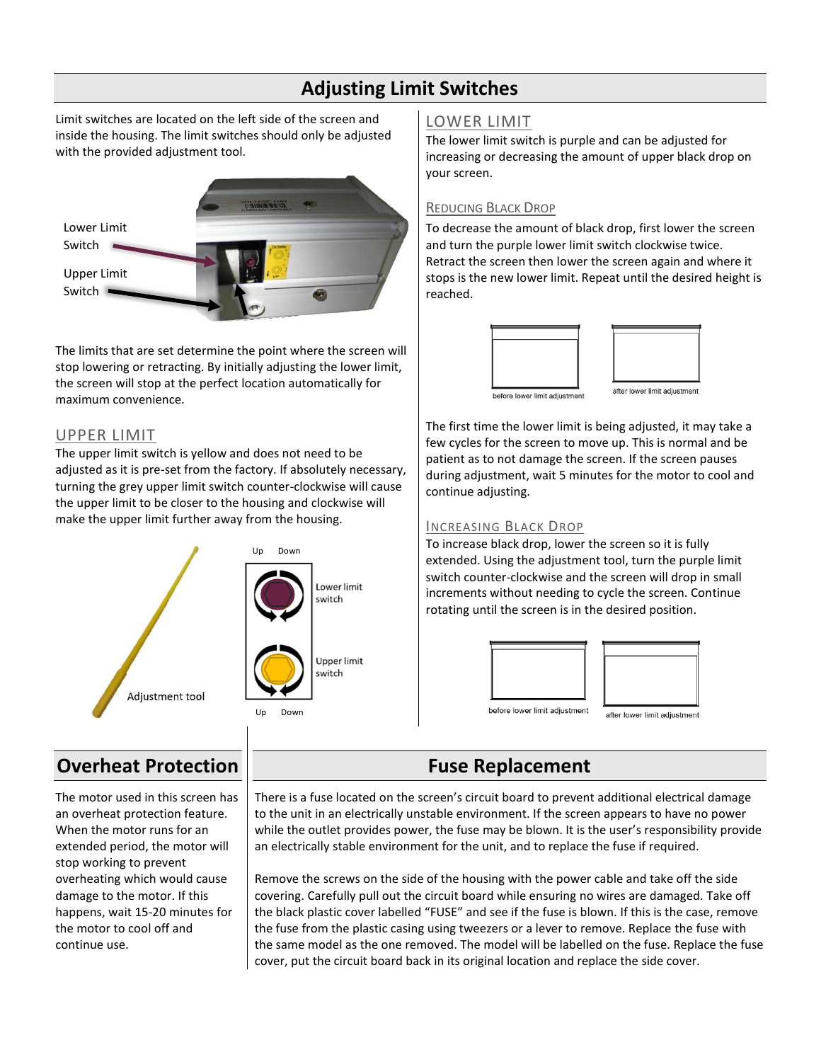## Adjusting Limit Switches

Limit switches are located on the left side of the screen and inside the housing. The limit switches should only be adjusted with the provided adjustment tool.

Lower Limit Switch

Upper Limit Switch

The limits that are set determine the point where the screen will stop lowering or retracting. By initially adjusting the lower limit, the screen will stop at the perfect location automatically for maximum convenience.

### UPPER LIMIT

The upper limit switch is yellow and does not need to be adjusted as it is pre-set from the factory. If absolutely necessary, turning the grey upper limit switch counter-clockwise will cause the upper limit to be closer to the housing and clockwise will make the upper limit further away from the housing.

Adjustment tool

Up Down

Lower limit switch

Upper limit switch

Up Down

### LOWER LIMIT

The lower limit switch is purple and can be adjusted for increasing or decreasing the amount of upper black drop on your screen.

#### Reducing Black Drop

To decrease the amount of black drop, first lower the screen and turn the purple lower limit switch clockwise twice. Retract the screen then lower the screen again and where it stops is the new lower limit. Repeat until the desired height is reached.

before lower limit adjustment

after lower limit adjustment

The first time the lower limit is being adjusted, it may take a few cycles for the screen to move up. This is normal and be patient as to not damage the screen. If the screen pauses during adjustment, wait 5 minutes for the motor to cool and continue adjusting.

#### Increasing Black Drop

To increase black drop, lower the screen so it is fully extended. Using the adjustment tool, turn the purple limit switch counter-clockwise and the screen will drop in small increments without needing to cycle the screen. Continue rotating until the screen is in the desired position.

before lower limit adjustment

after lower limit adjustment

## Overheat Protection

The motor used in this screen has an overheat protection feature. When the motor runs for an extended period, the motor will stop working to prevent overheating which would cause damage to the motor. If this happens, wait 15-20 minutes for the motor to cool off and continue use.

## Fuse Replacement

There is a fuse located on the screen's circuit board to prevent additional electrical damage to the unit in an electrically unstable environment. If the screen appears to have no power while the outlet provides power, the fuse may be blown. It is the user's responsibility provide an electrically stable environment for the unit, and to replace the fuse if required.

Remove the screws on the side of the housing with the power cable and take off the side covering. Carefully pull out the circuit board while ensuring no wires are damaged. Take off the black plastic cover labelled "FUSE" and see if the fuse is blown. If this is the case, remove the fuse from the plastic casing using tweezers or a lever to remove. Replace the fuse with the same model as the one removed. The model will be labelled on the fuse. Replace the fuse cover, put the circuit board back in its original location and replace the side cover.